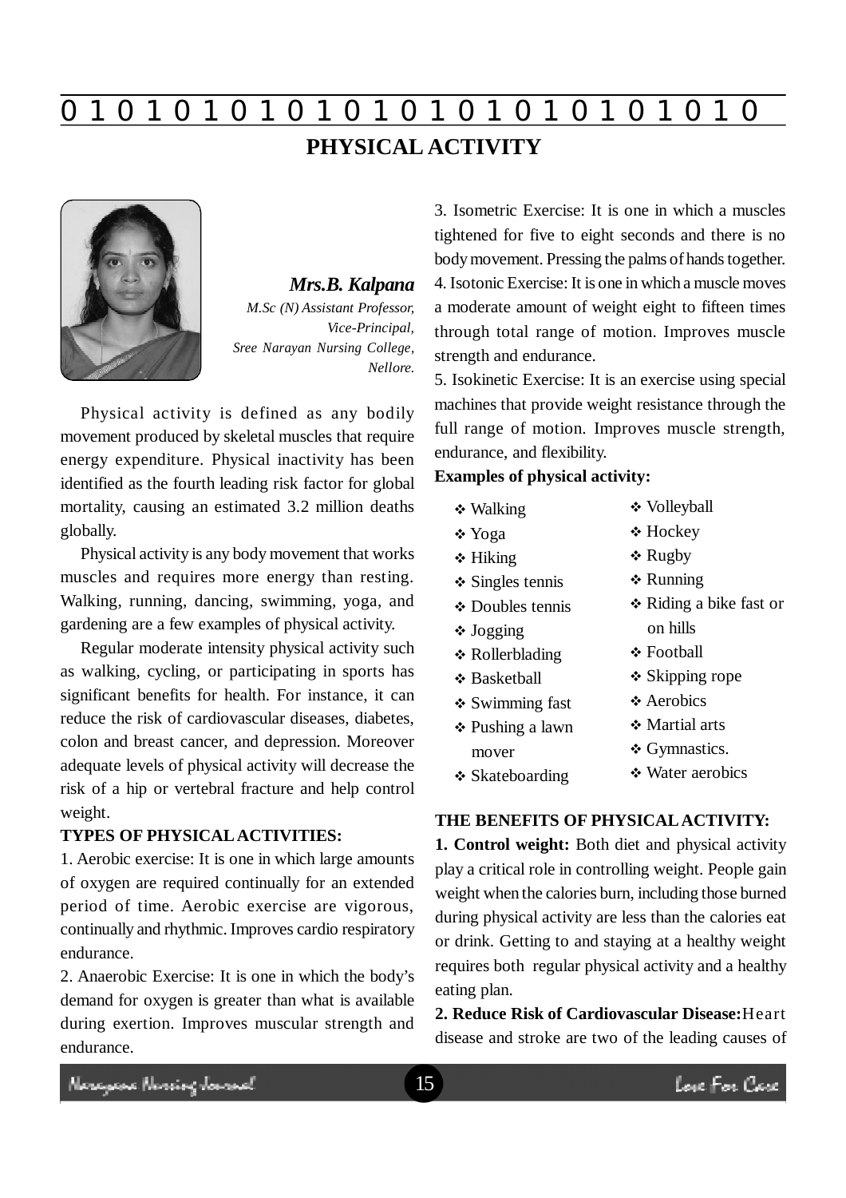# PHYSICAL ACTIVITY

***Mrs.B. Kalpana***

*M.Sc (N) Assistant Professor, Vice-Principal, Sree Narayan Nursing College, Nellore.*

Physical activity is defined as any bodily movement produced by skeletal muscles that require energy expenditure. Physical inactivity has been identified as the fourth leading risk factor for global mortality, causing an estimated 3.2 million deaths globally.

Physical activity is any body movement that works muscles and requires more energy than resting. Walking, running, dancing, swimming, yoga, and gardening are a few examples of physical activity.

Regular moderate intensity physical activity such as walking, cycling, or participating in sports has significant benefits for health. For instance, it can reduce the risk of cardiovascular diseases, diabetes, colon and breast cancer, and depression. Moreover adequate levels of physical activity will decrease the risk of a hip or vertebral fracture and help control weight.

**TYPES OF PHYSICAL ACTIVITIES:**

1. Aerobic exercise: It is one in which large amounts of oxygen are required continually for an extended period of time. Aerobic exercise are vigorous, continually and rhythmic. Improves cardio respiratory endurance.
2. Anaerobic Exercise: It is one in which the body's demand for oxygen is greater than what is available during exertion. Improves muscular strength and endurance.
3. Isometric Exercise: It is one in which a muscles tightened for five to eight seconds and there is no body movement. Pressing the palms of hands together.
4. Isotonic Exercise: It is one in which a muscle moves a moderate amount of weight eight to fifteen times through total range of motion. Improves muscle strength and endurance.
5. Isokinetic Exercise: It is an exercise using special machines that provide weight resistance through the full range of motion. Improves muscle strength, endurance, and flexibility.

**Examples of physical activity:**

- Walking
- Yoga
- Hiking
- Singles tennis
- Doubles tennis
- Jogging
- Rollerblading
- Basketball
- Swimming fast
- Pushing a lawn mover
- Skateboarding
- Volleyball
- Hockey
- Rugby
- Running
- Riding a bike fast or on hills
- Football
- Skipping rope
- Aerobics
- Martial arts
- Gymnastics.
- Water aerobics

**THE BENEFITS OF PHYSICAL ACTIVITY:**

**1. Control weight:** Both diet and physical activity play a critical role in controlling weight. People gain weight when the calories burn, including those burned during physical activity are less than the calories eat or drink. Getting to and staying at a healthy weight requires both regular physical activity and a healthy eating plan.

**2. Reduce Risk of Cardiovascular Disease:** Heart disease and stroke are two of the leading causes of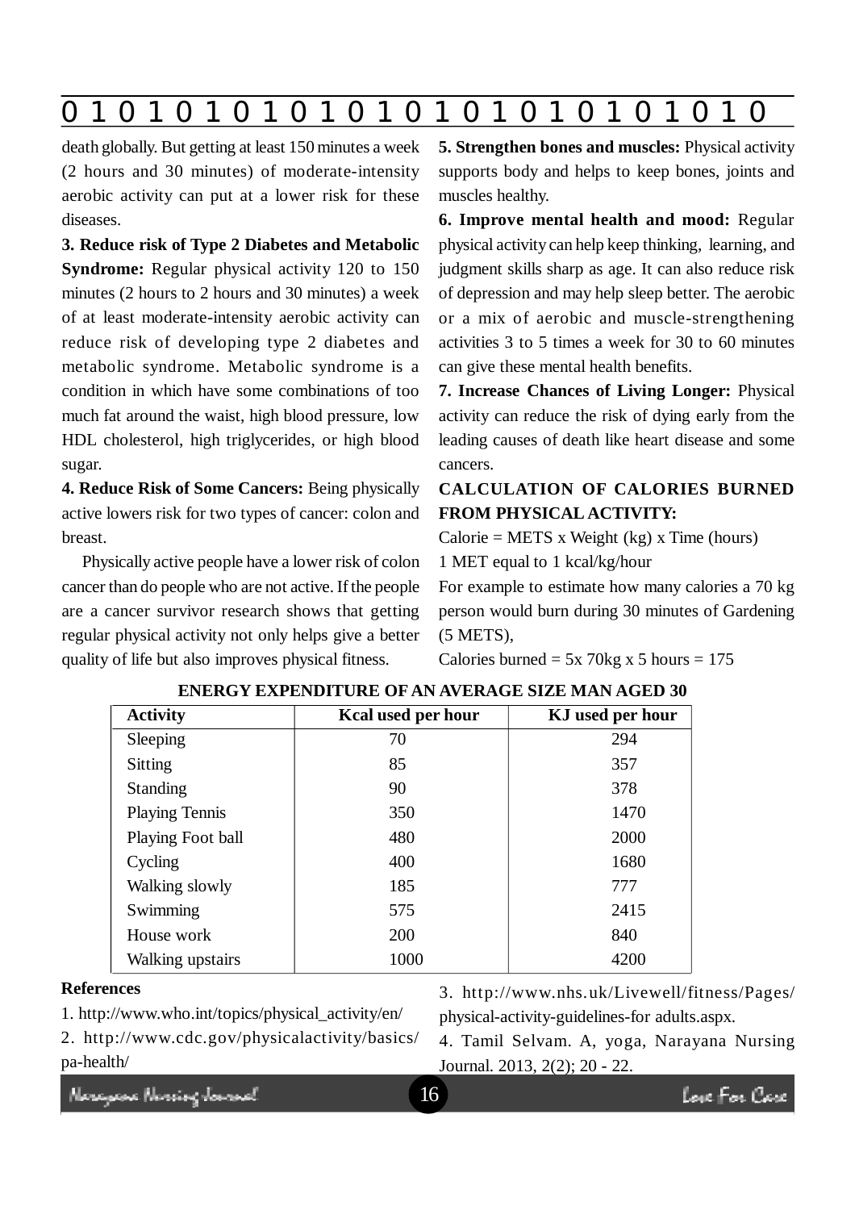death globally. But getting at least 150 minutes a week (2 hours and 30 minutes) of moderate-intensity aerobic activity can put at a lower risk for these diseases.

**3. Reduce risk of Type 2 Diabetes and Metabolic Syndrome:** Regular physical activity 120 to 150 minutes (2 hours to 2 hours and 30 minutes) a week of at least moderate-intensity aerobic activity can reduce risk of developing type 2 diabetes and metabolic syndrome. Metabolic syndrome is a condition in which have some combinations of too much fat around the waist, high blood pressure, low HDL cholesterol, high triglycerides, or high blood sugar.

**4. Reduce Risk of Some Cancers:** Being physically active lowers risk for two types of cancer: colon and breast.

Physically active people have a lower risk of colon cancer than do people who are not active. If the people are a cancer survivor research shows that getting regular physical activity not only helps give a better quality of life but also improves physical fitness.

**5. Strengthen bones and muscles:** Physical activity supports body and helps to keep bones, joints and muscles healthy.

**6. Improve mental health and mood:** Regular physical activity can help keep thinking, learning, and judgment skills sharp as age. It can also reduce risk of depression and may help sleep better. The aerobic or a mix of aerobic and muscle-strengthening activities 3 to 5 times a week for 30 to 60 minutes can give these mental health benefits.

**7. Increase Chances of Living Longer:** Physical activity can reduce the risk of dying early from the leading causes of death like heart disease and some cancers.

## CALCULATION OF CALORIES BURNED FROM PHYSICAL ACTIVITY:

Calorie = METS x Weight (kg) x Time (hours)

1 MET equal to 1 kcal/kg/hour

For example to estimate how many calories a 70 kg person would burn during 30 minutes of Gardening (5 METS),

Calories burned = 5x 70kg x 5 hours = 175

**ENERGY EXPENDITURE OF AN AVERAGE SIZE MAN AGED 30**

| Activity | Kcal used per hour | KJ used per hour |
|---|---|---|
| Sleeping | 70 | 294 |
| Sitting | 85 | 357 |
| Standing | 90 | 378 |
| Playing Tennis | 350 | 1470 |
| Playing Foot ball | 480 | 2000 |
| Cycling | 400 | 1680 |
| Walking slowly | 185 | 777 |
| Swimming | 575 | 2415 |
| House work | 200 | 840 |
| Walking upstairs | 1000 | 4200 |

### References

1. http://www.who.int/topics/physical_activity/en/
2. http://www.cdc.gov/physicalactivity/basics/pa-health/
3. http://www.nhs.uk/Livewell/fitness/Pages/physical-activity-guidelines-for adults.aspx.
4. Tamil Selvam. A, yoga, Narayana Nursing Journal. 2013, 2(2); 20 - 22.